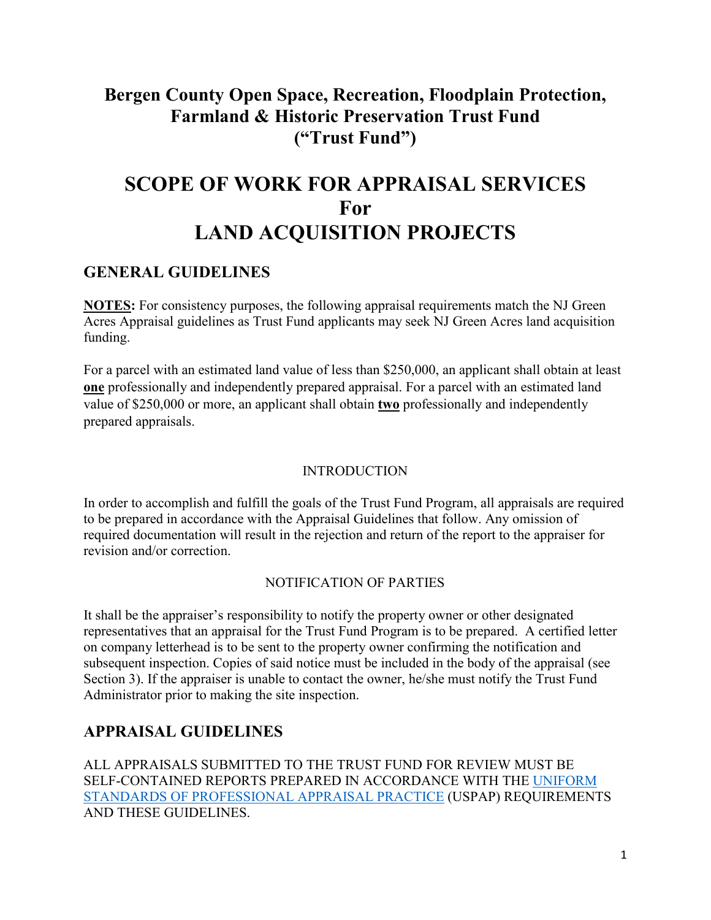# Bergen County Open Space, Recreation, Floodplain Protection, Farmland & Historic Preservation Trust Fund ("Trust Fund")

# SCOPE OF WORK FOR APPRAISAL SERVICES For LAND ACQUISITION PROJECTS

## GENERAL GUIDELINES

**NOTES:** For consistency purposes, the following appraisal requirements match the NJ Green Acres Appraisal guidelines as Trust Fund applicants may seek NJ Green Acres land acquisition funding.

For a parcel with an estimated land value of less than $250,000, an applicant shall obtain at least **one** professionally and independently prepared appraisal. For a parcel with an estimated land value of $250,000 or more, an applicant shall obtain **two** professionally and independently prepared appraisals.

### INTRODUCTION

In order to accomplish and fulfill the goals of the Trust Fund Program, all appraisals are required to be prepared in accordance with the Appraisal Guidelines that follow. Any omission of required documentation will result in the rejection and return of the report to the appraiser for revision and/or correction.

### NOTIFICATION OF PARTIES

It shall be the appraiser's responsibility to notify the property owner or other designated representatives that an appraisal for the Trust Fund Program is to be prepared. A certified letter on company letterhead is to be sent to the property owner confirming the notification and subsequent inspection. Copies of said notice must be included in the body of the appraisal (see Section 3). If the appraiser is unable to contact the owner, he/she must notify the Trust Fund Administrator prior to making the site inspection.

## APPRAISAL GUIDELINES

ALL APPRAISALS SUBMITTED TO THE TRUST FUND FOR REVIEW MUST BE SELF-CONTAINED REPORTS PREPARED IN ACCORDANCE WITH THE UNIFORM STANDARDS OF PROFESSIONAL APPRAISAL PRACTICE (USPAP) REQUIREMENTS AND THESE GUIDELINES.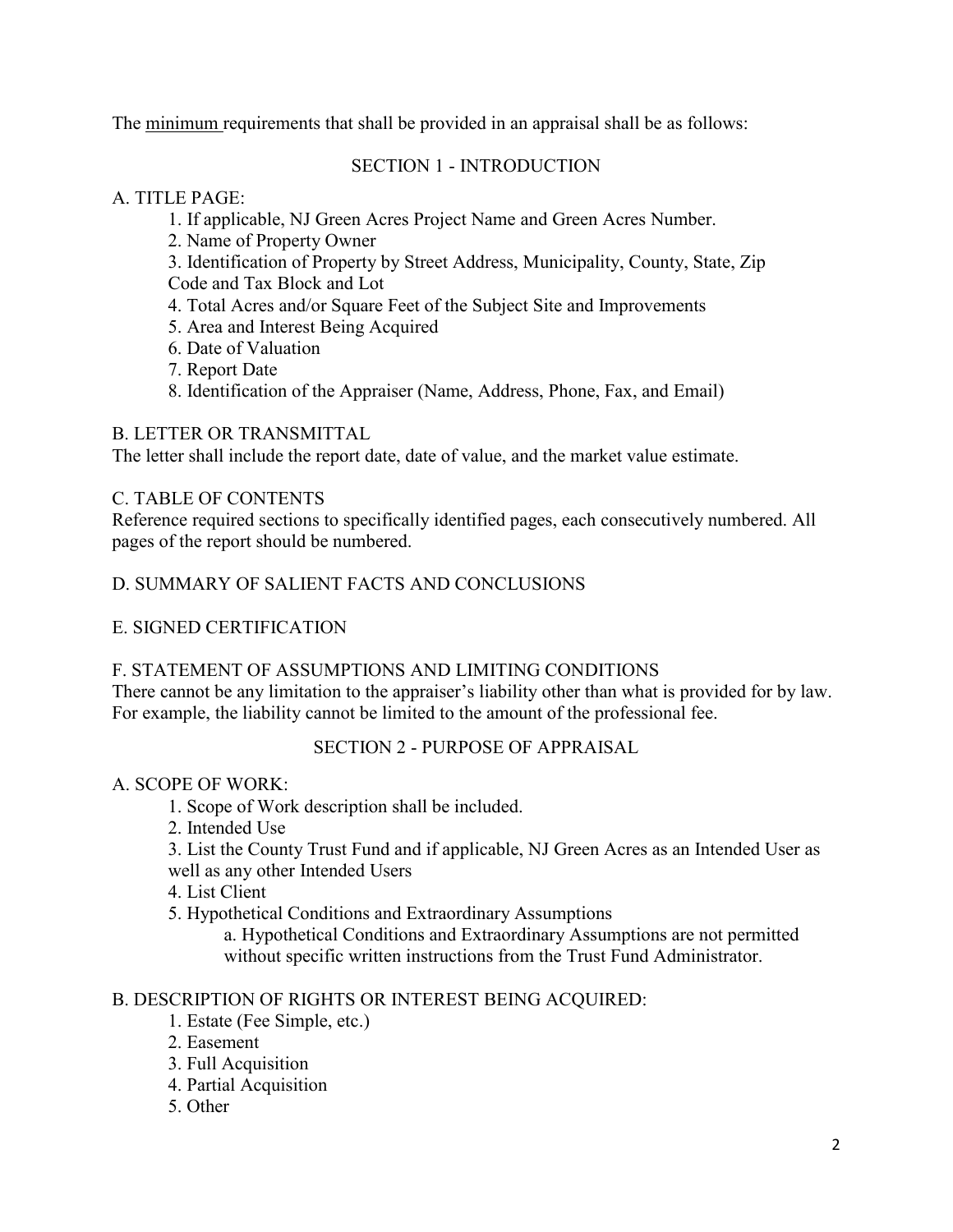The <u>minimum</u> requirements that shall be provided in an appraisal shall be as follows:

## SECTION 1 - INTRODUCTION

### A. TITLE PAGE:

1. If applicable, NJ Green Acres Project Name and Green Acres Number.
2. Name of Property Owner
3. Identification of Property by Street Address, Municipality, County, State, Zip Code and Tax Block and Lot
4. Total Acres and/or Square Feet of the Subject Site and Improvements
5. Area and Interest Being Acquired
6. Date of Valuation
7. Report Date
8. Identification of the Appraiser (Name, Address, Phone, Fax, and Email)

### B. LETTER OR TRANSMITTAL

The letter shall include the report date, date of value, and the market value estimate.

### C. TABLE OF CONTENTS

Reference required sections to specifically identified pages, each consecutively numbered. All pages of the report should be numbered.

### D. SUMMARY OF SALIENT FACTS AND CONCLUSIONS

### E. SIGNED CERTIFICATION

### F. STATEMENT OF ASSUMPTIONS AND LIMITING CONDITIONS

There cannot be any limitation to the appraiser's liability other than what is provided for by law. For example, the liability cannot be limited to the amount of the professional fee.

## SECTION 2 - PURPOSE OF APPRAISAL

### A. SCOPE OF WORK:

1. Scope of Work description shall be included.
2. Intended Use
3. List the County Trust Fund and if applicable, NJ Green Acres as an Intended User as well as any other Intended Users
4. List Client
5. Hypothetical Conditions and Extraordinary Assumptions
    a. Hypothetical Conditions and Extraordinary Assumptions are not permitted without specific written instructions from the Trust Fund Administrator.

### B. DESCRIPTION OF RIGHTS OR INTEREST BEING ACQUIRED:

1. Estate (Fee Simple, etc.)
2. Easement
3. Full Acquisition
4. Partial Acquisition
5. Other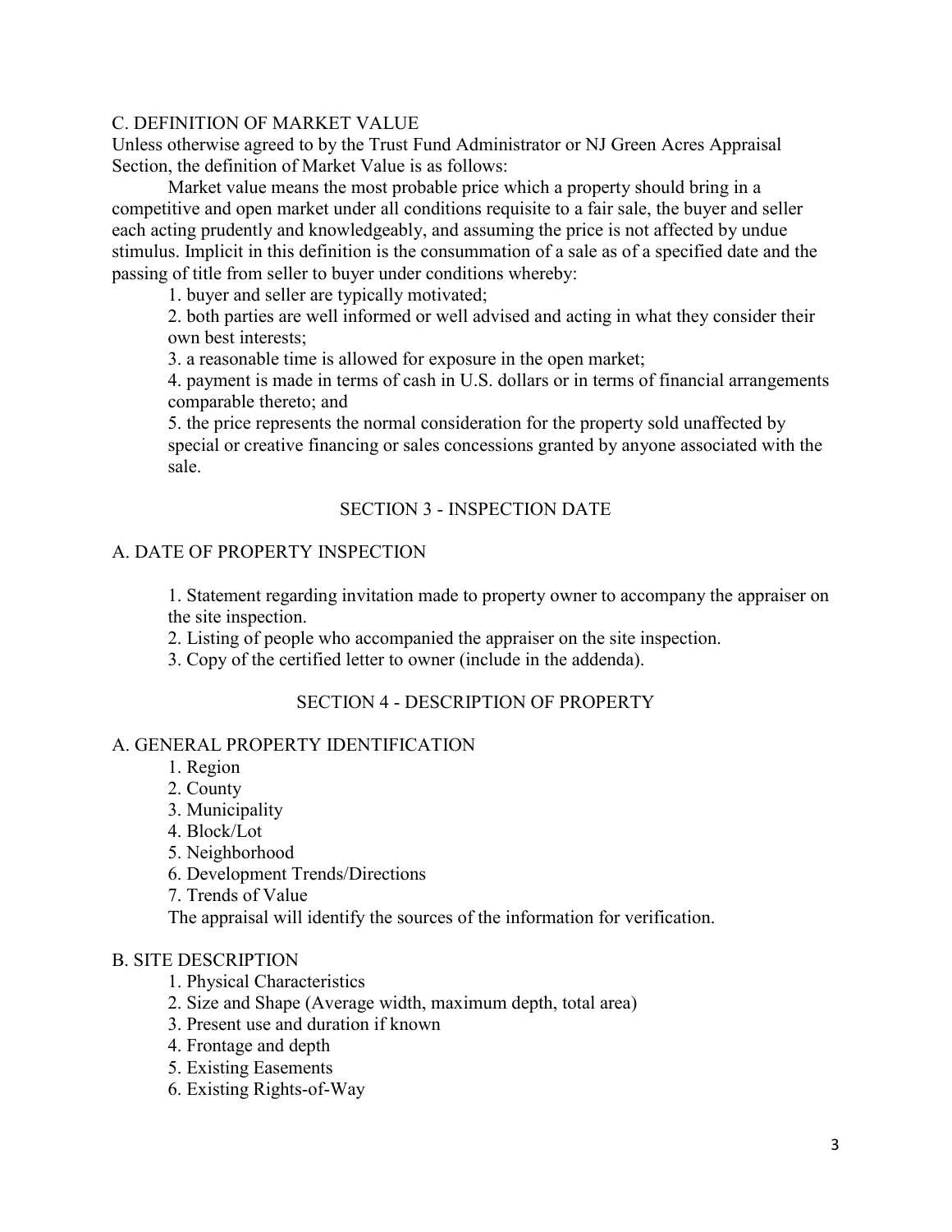### C. DEFINITION OF MARKET VALUE

Unless otherwise agreed to by the Trust Fund Administrator or NJ Green Acres Appraisal Section, the definition of Market Value is as follows:

Market value means the most probable price which a property should bring in a competitive and open market under all conditions requisite to a fair sale, the buyer and seller each acting prudently and knowledgeably, and assuming the price is not affected by undue stimulus. Implicit in this definition is the consummation of a sale as of a specified date and the passing of title from seller to buyer under conditions whereby:

1. buyer and seller are typically motivated;
2. both parties are well informed or well advised and acting in what they consider their own best interests;
3. a reasonable time is allowed for exposure in the open market;
4. payment is made in terms of cash in U.S. dollars or in terms of financial arrangements comparable thereto; and
5. the price represents the normal consideration for the property sold unaffected by special or creative financing or sales concessions granted by anyone associated with the sale.

## SECTION 3 - INSPECTION DATE

### A. DATE OF PROPERTY INSPECTION

1. Statement regarding invitation made to property owner to accompany the appraiser on the site inspection.
2. Listing of people who accompanied the appraiser on the site inspection.
3. Copy of the certified letter to owner (include in the addenda).

## SECTION 4 - DESCRIPTION OF PROPERTY

### A. GENERAL PROPERTY IDENTIFICATION

1. Region
2. County
3. Municipality
4. Block/Lot
5. Neighborhood
6. Development Trends/Directions
7. Trends of Value

The appraisal will identify the sources of the information for verification.

### B. SITE DESCRIPTION

1. Physical Characteristics
2. Size and Shape (Average width, maximum depth, total area)
3. Present use and duration if known
4. Frontage and depth
5. Existing Easements
6. Existing Rights-of-Way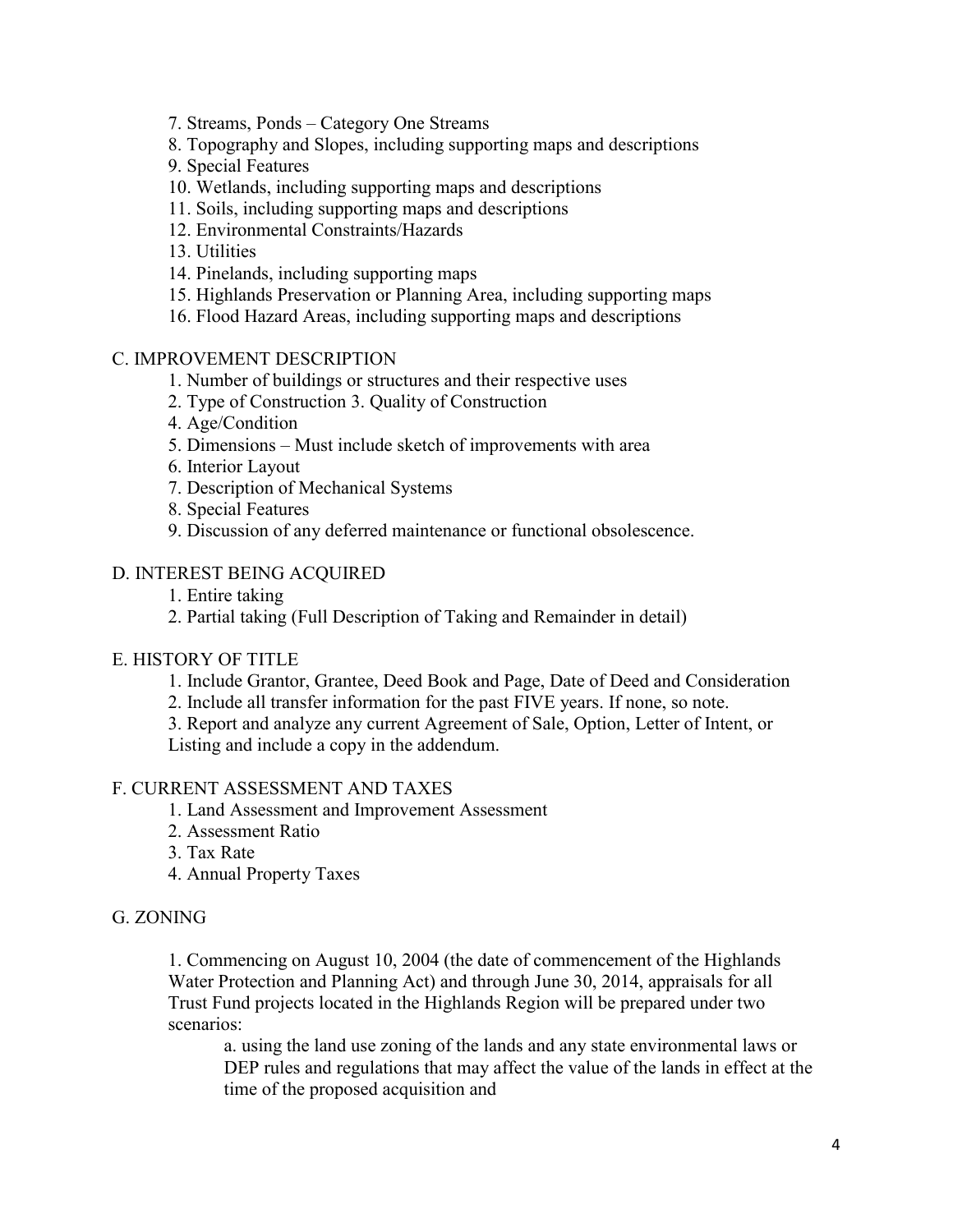7. Streams, Ponds – Category One Streams
8. Topography and Slopes, including supporting maps and descriptions
9. Special Features
10. Wetlands, including supporting maps and descriptions
11. Soils, including supporting maps and descriptions
12. Environmental Constraints/Hazards
13. Utilities
14. Pinelands, including supporting maps
15. Highlands Preservation or Planning Area, including supporting maps
16. Flood Hazard Areas, including supporting maps and descriptions

## C. IMPROVEMENT DESCRIPTION

1. Number of buildings or structures and their respective uses
2. Type of Construction 3. Quality of Construction
4. Age/Condition
5. Dimensions – Must include sketch of improvements with area
6. Interior Layout
7. Description of Mechanical Systems
8. Special Features
9. Discussion of any deferred maintenance or functional obsolescence.

## D. INTEREST BEING ACQUIRED

1. Entire taking
2. Partial taking (Full Description of Taking and Remainder in detail)

## E. HISTORY OF TITLE

1. Include Grantor, Grantee, Deed Book and Page, Date of Deed and Consideration
2. Include all transfer information for the past FIVE years. If none, so note.
3. Report and analyze any current Agreement of Sale, Option, Letter of Intent, or Listing and include a copy in the addendum.

## F. CURRENT ASSESSMENT AND TAXES

1. Land Assessment and Improvement Assessment
2. Assessment Ratio
3. Tax Rate
4. Annual Property Taxes

## G. ZONING

1. Commencing on August 10, 2004 (the date of commencement of the Highlands Water Protection and Planning Act) and through June 30, 2014, appraisals for all Trust Fund projects located in the Highlands Region will be prepared under two scenarios:

   a. using the land use zoning of the lands and any state environmental laws or DEP rules and regulations that may affect the value of the lands in effect at the time of the proposed acquisition and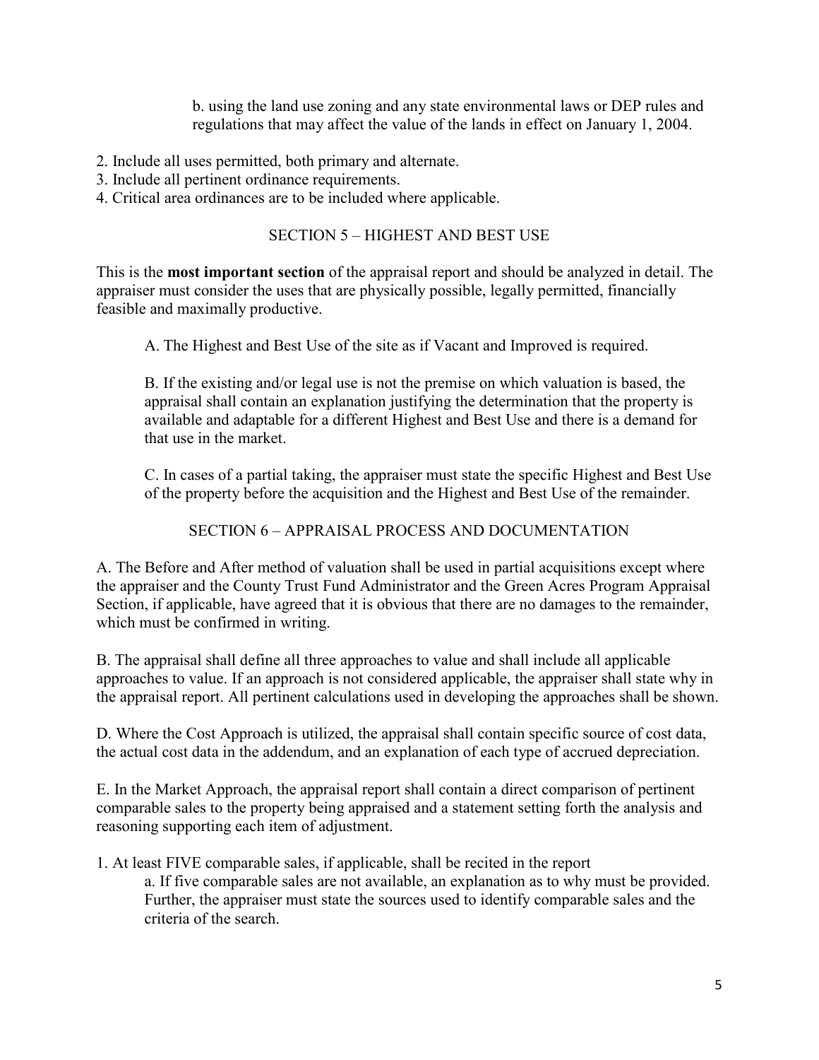b. using the land use zoning and any state environmental laws or DEP rules and regulations that may affect the value of the lands in effect on January 1, 2004.

2. Include all uses permitted, both primary and alternate.
3. Include all pertinent ordinance requirements.
4. Critical area ordinances are to be included where applicable.

## SECTION 5 – HIGHEST AND BEST USE

This is the **most important section** of the appraisal report and should be analyzed in detail. The appraiser must consider the uses that are physically possible, legally permitted, financially feasible and maximally productive.

A. The Highest and Best Use of the site as if Vacant and Improved is required.

B. If the existing and/or legal use is not the premise on which valuation is based, the appraisal shall contain an explanation justifying the determination that the property is available and adaptable for a different Highest and Best Use and there is a demand for that use in the market.

C. In cases of a partial taking, the appraiser must state the specific Highest and Best Use of the property before the acquisition and the Highest and Best Use of the remainder.

## SECTION 6 – APPRAISAL PROCESS AND DOCUMENTATION

A. The Before and After method of valuation shall be used in partial acquisitions except where the appraiser and the County Trust Fund Administrator and the Green Acres Program Appraisal Section, if applicable, have agreed that it is obvious that there are no damages to the remainder, which must be confirmed in writing.

B. The appraisal shall define all three approaches to value and shall include all applicable approaches to value. If an approach is not considered applicable, the appraiser shall state why in the appraisal report. All pertinent calculations used in developing the approaches shall be shown.

D. Where the Cost Approach is utilized, the appraisal shall contain specific source of cost data, the actual cost data in the addendum, and an explanation of each type of accrued depreciation.

E. In the Market Approach, the appraisal report shall contain a direct comparison of pertinent comparable sales to the property being appraised and a statement setting forth the analysis and reasoning supporting each item of adjustment.

1. At least FIVE comparable sales, if applicable, shall be recited in the report
   a. If five comparable sales are not available, an explanation as to why must be provided. Further, the appraiser must state the sources used to identify comparable sales and the criteria of the search.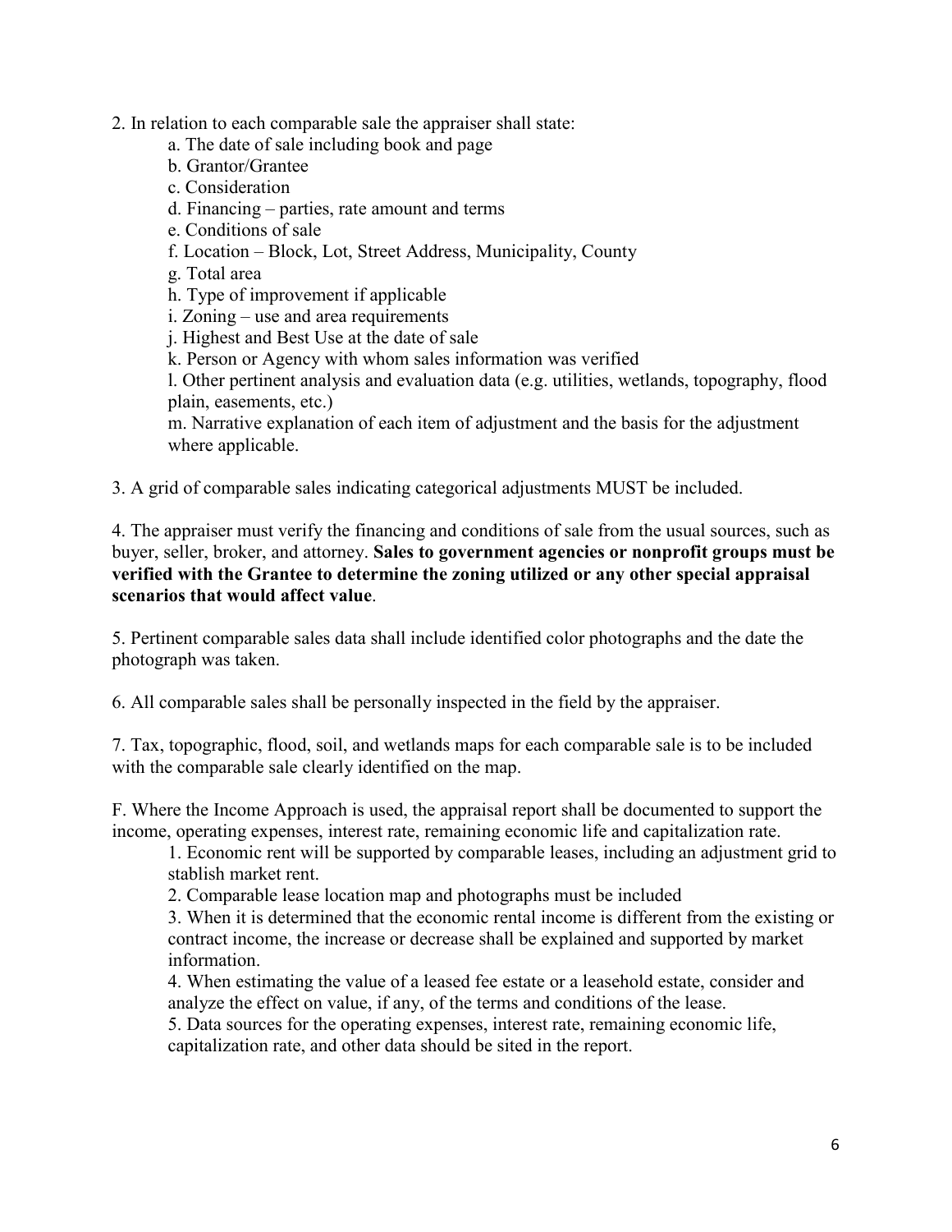2. In relation to each comparable sale the appraiser shall state:
   a. The date of sale including book and page
   b. Grantor/Grantee
   c. Consideration
   d. Financing – parties, rate amount and terms
   e. Conditions of sale
   f. Location – Block, Lot, Street Address, Municipality, County
   g. Total area
   h. Type of improvement if applicable
   i. Zoning – use and area requirements
   j. Highest and Best Use at the date of sale
   k. Person or Agency with whom sales information was verified
   l. Other pertinent analysis and evaluation data (e.g. utilities, wetlands, topography, flood plain, easements, etc.)
   m. Narrative explanation of each item of adjustment and the basis for the adjustment where applicable.

3. A grid of comparable sales indicating categorical adjustments MUST be included.

4. The appraiser must verify the financing and conditions of sale from the usual sources, such as buyer, seller, broker, and attorney. **Sales to government agencies or nonprofit groups must be verified with the Grantee to determine the zoning utilized or any other special appraisal scenarios that would affect value**.

5. Pertinent comparable sales data shall include identified color photographs and the date the photograph was taken.

6. All comparable sales shall be personally inspected in the field by the appraiser.

7. Tax, topographic, flood, soil, and wetlands maps for each comparable sale is to be included with the comparable sale clearly identified on the map.

F. Where the Income Approach is used, the appraisal report shall be documented to support the income, operating expenses, interest rate, remaining economic life and capitalization rate.

1. Economic rent will be supported by comparable leases, including an adjustment grid to stablish market rent.
2. Comparable lease location map and photographs must be included
3. When it is determined that the economic rental income is different from the existing or contract income, the increase or decrease shall be explained and supported by market information.
4. When estimating the value of a leased fee estate or a leasehold estate, consider and analyze the effect on value, if any, of the terms and conditions of the lease.
5. Data sources for the operating expenses, interest rate, remaining economic life, capitalization rate, and other data should be sited in the report.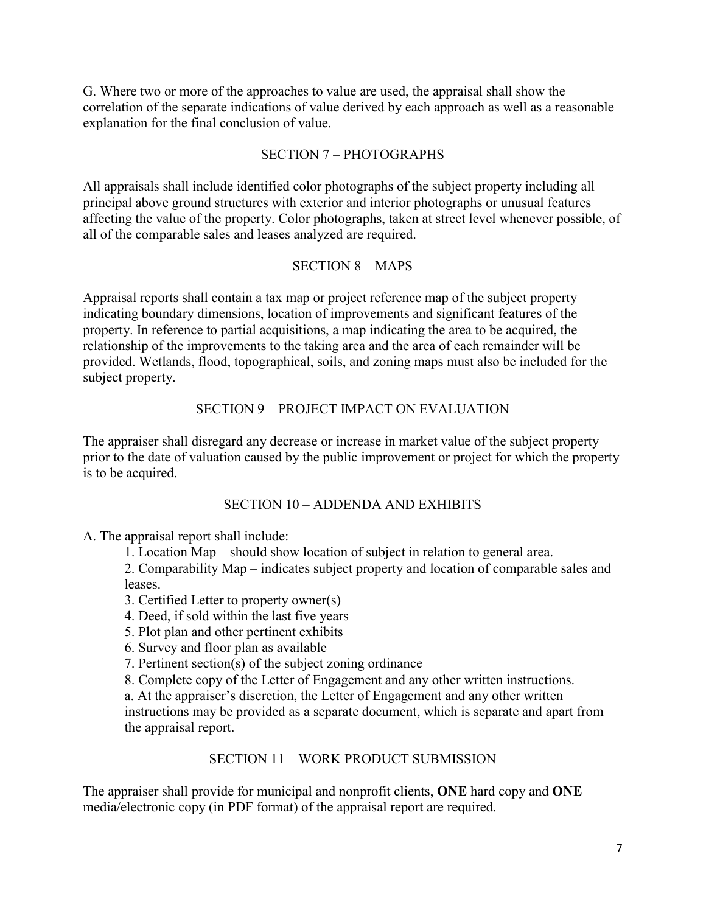G. Where two or more of the approaches to value are used, the appraisal shall show the correlation of the separate indications of value derived by each approach as well as a reasonable explanation for the final conclusion of value.

## SECTION 7 – PHOTOGRAPHS

All appraisals shall include identified color photographs of the subject property including all principal above ground structures with exterior and interior photographs or unusual features affecting the value of the property. Color photographs, taken at street level whenever possible, of all of the comparable sales and leases analyzed are required.

## SECTION 8 – MAPS

Appraisal reports shall contain a tax map or project reference map of the subject property indicating boundary dimensions, location of improvements and significant features of the property. In reference to partial acquisitions, a map indicating the area to be acquired, the relationship of the improvements to the taking area and the area of each remainder will be provided. Wetlands, flood, topographical, soils, and zoning maps must also be included for the subject property.

## SECTION 9 – PROJECT IMPACT ON EVALUATION

The appraiser shall disregard any decrease or increase in market value of the subject property prior to the date of valuation caused by the public improvement or project for which the property is to be acquired.

## SECTION 10 – ADDENDA AND EXHIBITS

A. The appraisal report shall include:

1. Location Map – should show location of subject in relation to general area.
2. Comparability Map – indicates subject property and location of comparable sales and leases.
3. Certified Letter to property owner(s)
4. Deed, if sold within the last five years
5. Plot plan and other pertinent exhibits
6. Survey and floor plan as available
7. Pertinent section(s) of the subject zoning ordinance
8. Complete copy of the Letter of Engagement and any other written instructions.
   a. At the appraiser's discretion, the Letter of Engagement and any other written instructions may be provided as a separate document, which is separate and apart from the appraisal report.

## SECTION 11 – WORK PRODUCT SUBMISSION

The appraiser shall provide for municipal and nonprofit clients, **ONE** hard copy and **ONE** media/electronic copy (in PDF format) of the appraisal report are required.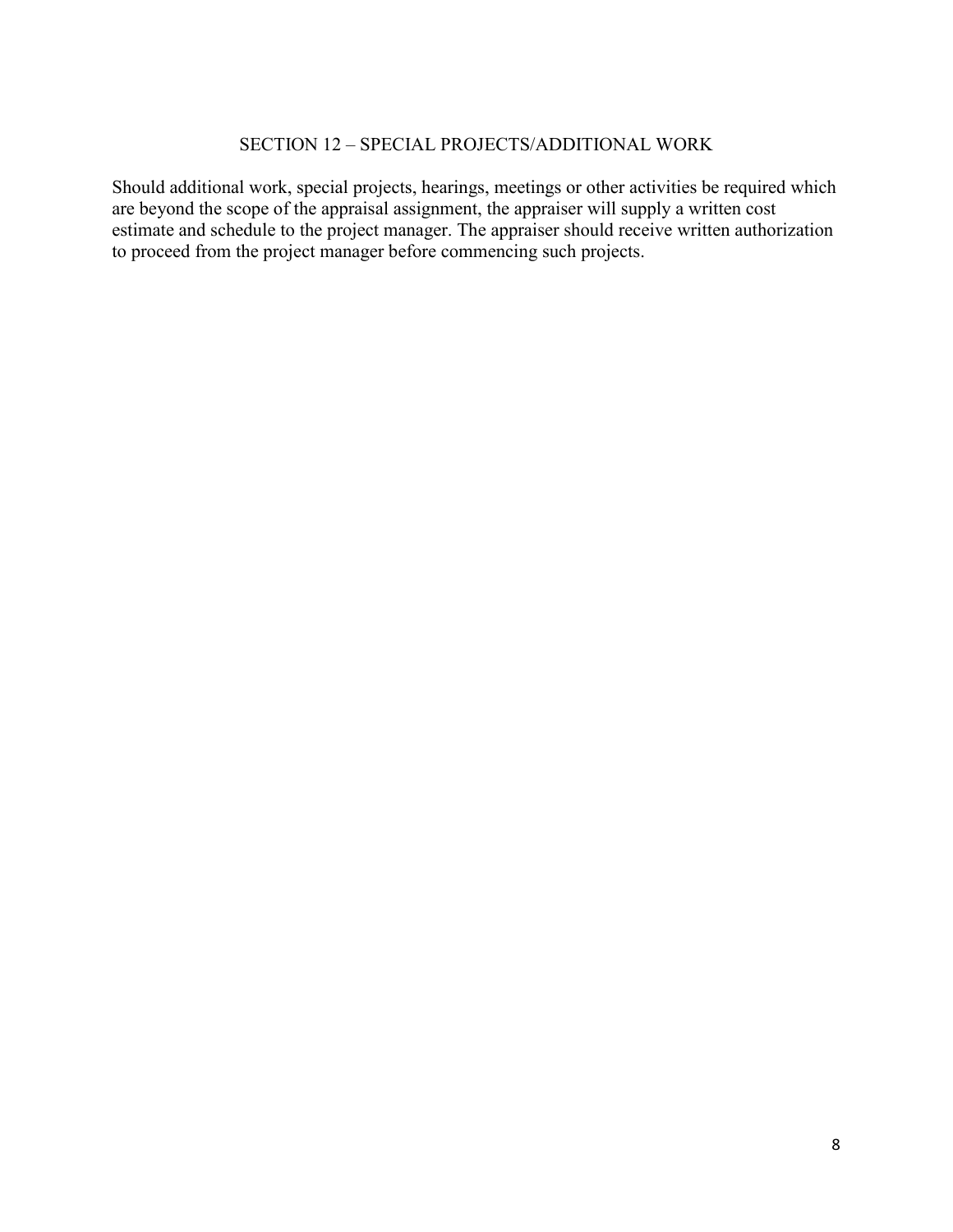## SECTION 12 – SPECIAL PROJECTS/ADDITIONAL WORK

Should additional work, special projects, hearings, meetings or other activities be required which are beyond the scope of the appraisal assignment, the appraiser will supply a written cost estimate and schedule to the project manager. The appraiser should receive written authorization to proceed from the project manager before commencing such projects.